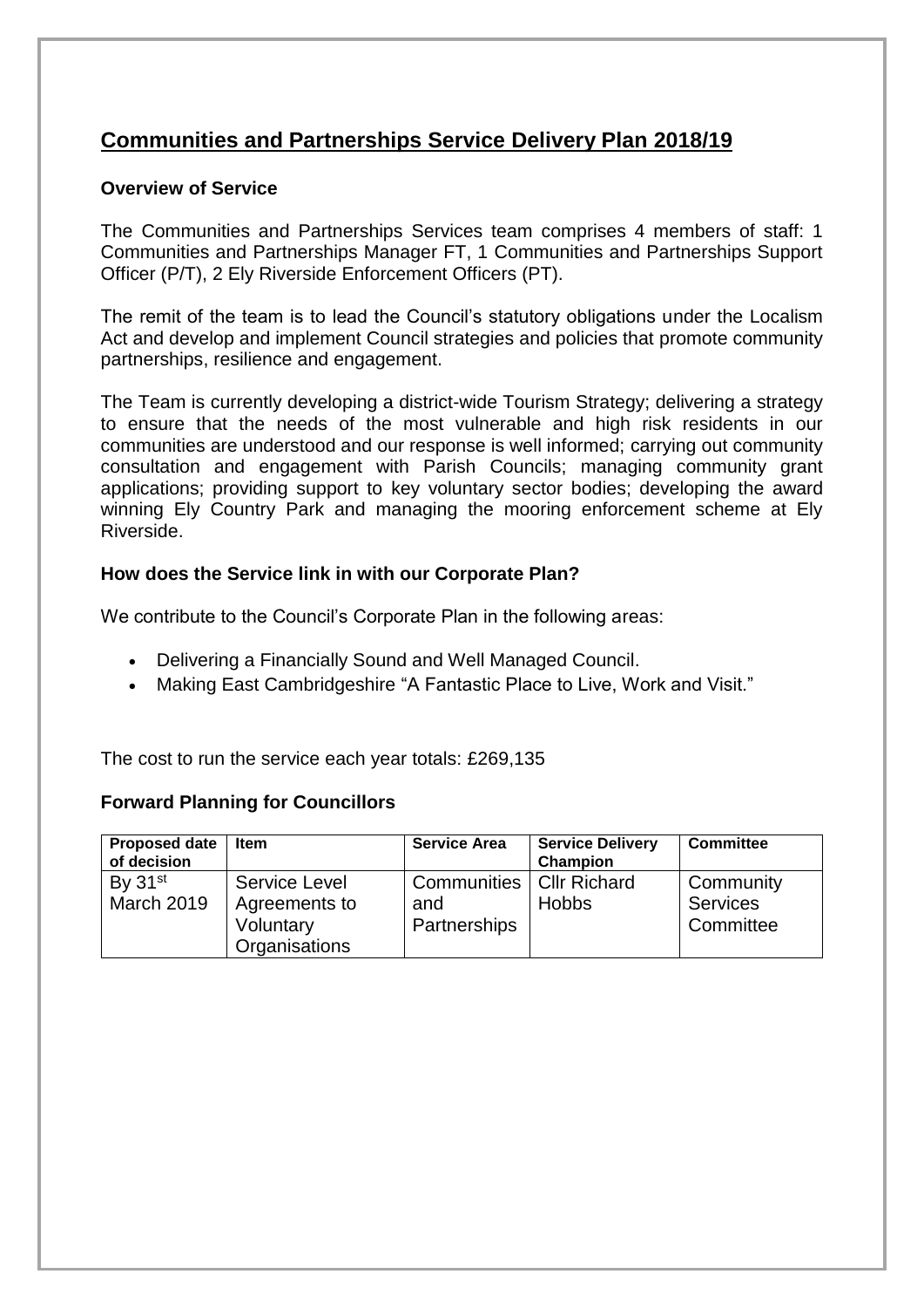# Communities and Partnerships Service Delivery Plan 2018/19

### Overview of Service

The Communities and Partnerships Services team comprises 4 members of staff: 1 Communities and Partnerships Manager FT, 1 Communities and Partnerships Support Officer (P/T), 2 Ely Riverside Enforcement Officers (PT).

The remit of the team is to lead the Council's statutory obligations under the Localism Act and develop and implement Council strategies and policies that promote community partnerships, resilience and engagement.

The Team is currently developing a district-wide Tourism Strategy; delivering a strategy to ensure that the needs of the most vulnerable and high risk residents in our communities are understood and our response is well informed; carrying out community consultation and engagement with Parish Councils; managing community grant applications; providing support to key voluntary sector bodies; developing the award winning Ely Country Park and managing the mooring enforcement scheme at Ely Riverside.

### How does the Service link in with our Corporate Plan?

We contribute to the Council's Corporate Plan in the following areas:

- Delivering a Financially Sound and Well Managed Council.
- Making East Cambridgeshire "A Fantastic Place to Live, Work and Visit."

The cost to run the service each year totals: £269,135

### Forward Planning for Councillors

| Proposed date of decision | Item | Service Area | Service Delivery Champion | Committee |
|---|---|---|---|---|
| By 31st March 2019 | Service Level Agreements to Voluntary Organisations | Communities and Partnerships | Cllr Richard Hobbs | Community Services Committee |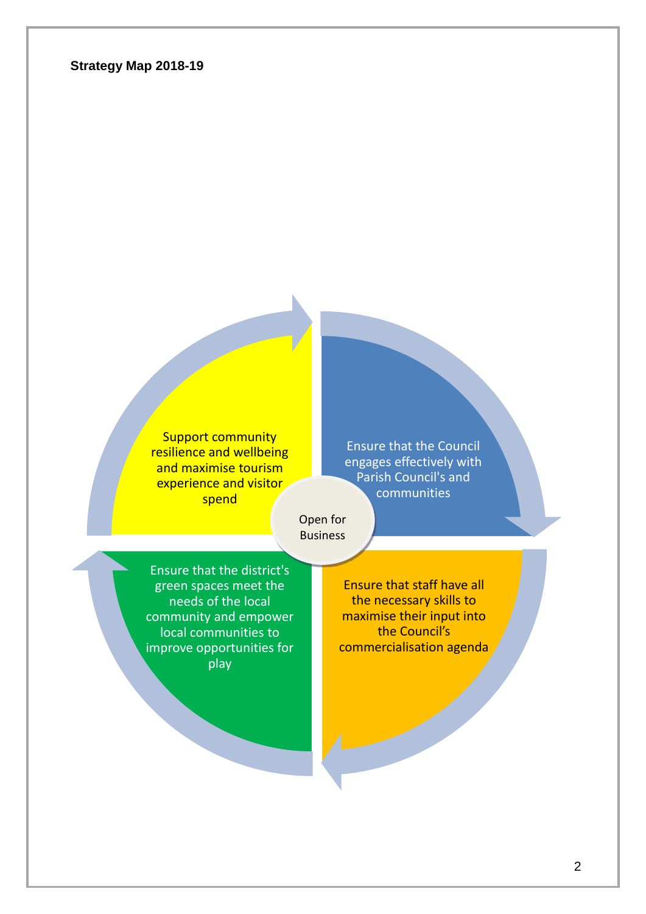**Strategy Map 2018-19**

Open for Business

- Support community resilience and wellbeing and maximise tourism experience and visitor spend
- Ensure that the Council engages effectively with Parish Council's and communities
- Ensure that staff have all the necessary skills to maximise their input into the Council's commercialisation agenda
- Ensure that the district's green spaces meet the needs of the local community and empower local communities to improve opportunities for play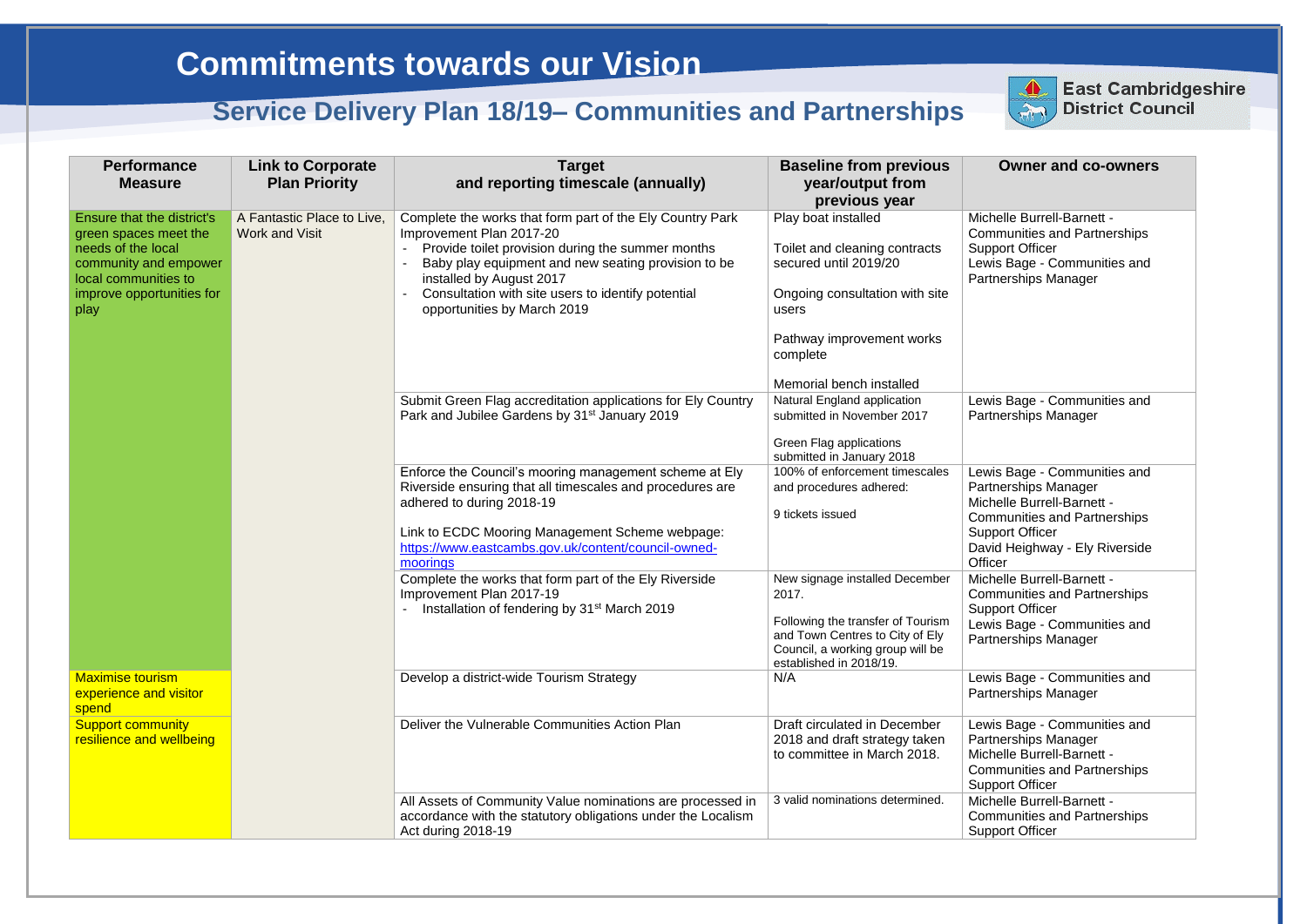# Commitments towards our Vision

## Service Delivery Plan 18/19– Communities and Partnerships

East Cambridgeshire District Council

| Performance Measure | Link to Corporate Plan Priority | Target and reporting timescale (annually) | Baseline from previous year/output from previous year | Owner and co-owners |
|---|---|---|---|---|
| Ensure that the district's green spaces meet the needs of the local community and empower local communities to improve opportunities for play | A Fantastic Place to Live, Work and Visit | Complete the works that form part of the Ely Country Park Improvement Plan 2017-20<br>- Provide toilet provision during the summer months<br>- Baby play equipment and new seating provision to be installed by August 2017<br>- Consultation with site users to identify potential opportunities by March 2019 | Play boat installed<br><br>Toilet and cleaning contracts secured until 2019/20<br><br>Ongoing consultation with site users<br><br>Pathway improvement works complete<br><br>Memorial bench installed | Michelle Burrell-Barnett - Communities and Partnerships Support Officer<br>Lewis Bage - Communities and Partnerships Manager |
| | | Submit Green Flag accreditation applications for Ely Country Park and Jubilee Gardens by 31st January 2019 | Natural England application submitted in November 2017<br><br>Green Flag applications submitted in January 2018 | Lewis Bage - Communities and Partnerships Manager |
| | | Enforce the Council's mooring management scheme at Ely Riverside ensuring that all timescales and procedures are adhered to during 2018-19<br><br>Link to ECDC Mooring Management Scheme webpage: https://www.eastcambs.gov.uk/content/council-owned-moorings | 100% of enforcement timescales and procedures adhered:<br><br>9 tickets issued | Lewis Bage - Communities and Partnerships Manager<br>Michelle Burrell-Barnett - Communities and Partnerships Support Officer<br>David Heighway - Ely Riverside Officer |
| | | Complete the works that form part of the Ely Riverside Improvement Plan 2017-19<br>- Installation of fendering by 31st March 2019 | New signage installed December 2017.<br><br>Following the transfer of Tourism and Town Centres to City of Ely Council, a working group will be established in 2018/19. | Michelle Burrell-Barnett - Communities and Partnerships Support Officer<br>Lewis Bage - Communities and Partnerships Manager |
| Maximise tourism experience and visitor spend | | Develop a district-wide Tourism Strategy | N/A | Lewis Bage - Communities and Partnerships Manager |
| Support community resilience and wellbeing | | Deliver the Vulnerable Communities Action Plan | Draft circulated in December 2018 and draft strategy taken to committee in March 2018. | Lewis Bage - Communities and Partnerships Manager<br>Michelle Burrell-Barnett - Communities and Partnerships Support Officer |
| | | All Assets of Community Value nominations are processed in accordance with the statutory obligations under the Localism Act during 2018-19 | 3 valid nominations determined. | Michelle Burrell-Barnett - Communities and Partnerships Support Officer |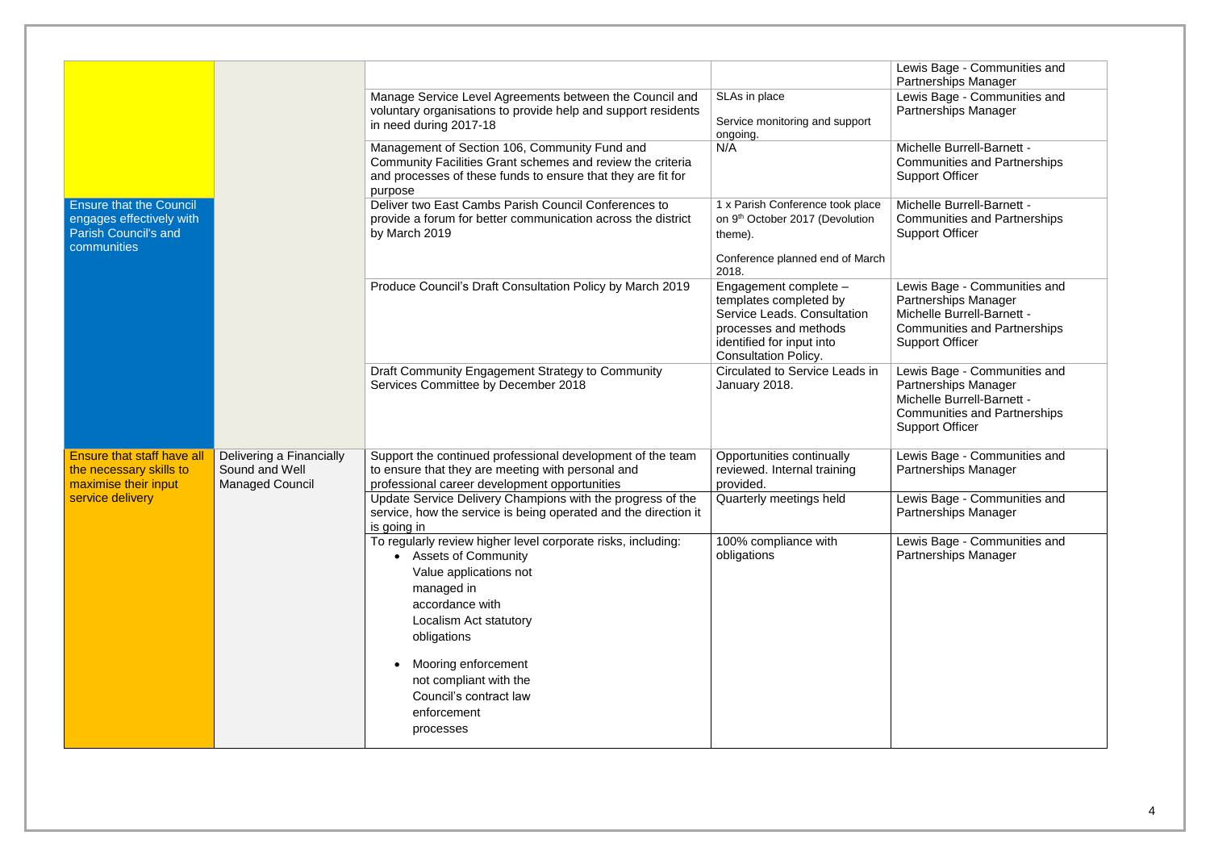| | | | | |
|---|---|---|---|---|
| | | | | Lewis Bage - Communities and Partnerships Manager |
| | | Manage Service Level Agreements between the Council and voluntary organisations to provide help and support residents in need during 2017-18 | SLAs in place<br><br>Service monitoring and support ongoing. | Lewis Bage - Communities and Partnerships Manager |
| | | Management of Section 106, Community Fund and Community Facilities Grant schemes and review the criteria and processes of these funds to ensure that they are fit for purpose | N/A | Michelle Burrell-Barnett - Communities and Partnerships Support Officer |
| Ensure that the Council engages effectively with Parish Council's and communities | | Deliver two East Cambs Parish Council Conferences to provide a forum for better communication across the district by March 2019 | 1 x Parish Conference took place on 9th October 2017 (Devolution theme).<br><br>Conference planned end of March 2018. | Michelle Burrell-Barnett - Communities and Partnerships Support Officer |
| | | Produce Council's Draft Consultation Policy by March 2019 | Engagement complete – templates completed by Service Leads. Consultation processes and methods identified for input into Consultation Policy. | Lewis Bage - Communities and Partnerships Manager<br>Michelle Burrell-Barnett - Communities and Partnerships Support Officer |
| | | Draft Community Engagement Strategy to Community Services Committee by December 2018 | Circulated to Service Leads in January 2018. | Lewis Bage - Communities and Partnerships Manager<br>Michelle Burrell-Barnett - Communities and Partnerships Support Officer |
| Ensure that staff have all the necessary skills to maximise their input service delivery | Delivering a Financially Sound and Well Managed Council | Support the continued professional development of the team to ensure that they are meeting with personal and professional career development opportunities | Opportunities continually reviewed. Internal training provided. | Lewis Bage - Communities and Partnerships Manager |
| | | Update Service Delivery Champions with the progress of the service, how the service is being operated and the direction it is going in | Quarterly meetings held | Lewis Bage - Communities and Partnerships Manager |
| | | To regularly review higher level corporate risks, including:<br>• Assets of Community Value applications not managed in accordance with Localism Act statutory obligations<br>• Mooring enforcement not compliant with the Council's contract law enforcement processes | 100% compliance with obligations | Lewis Bage - Communities and Partnerships Manager |